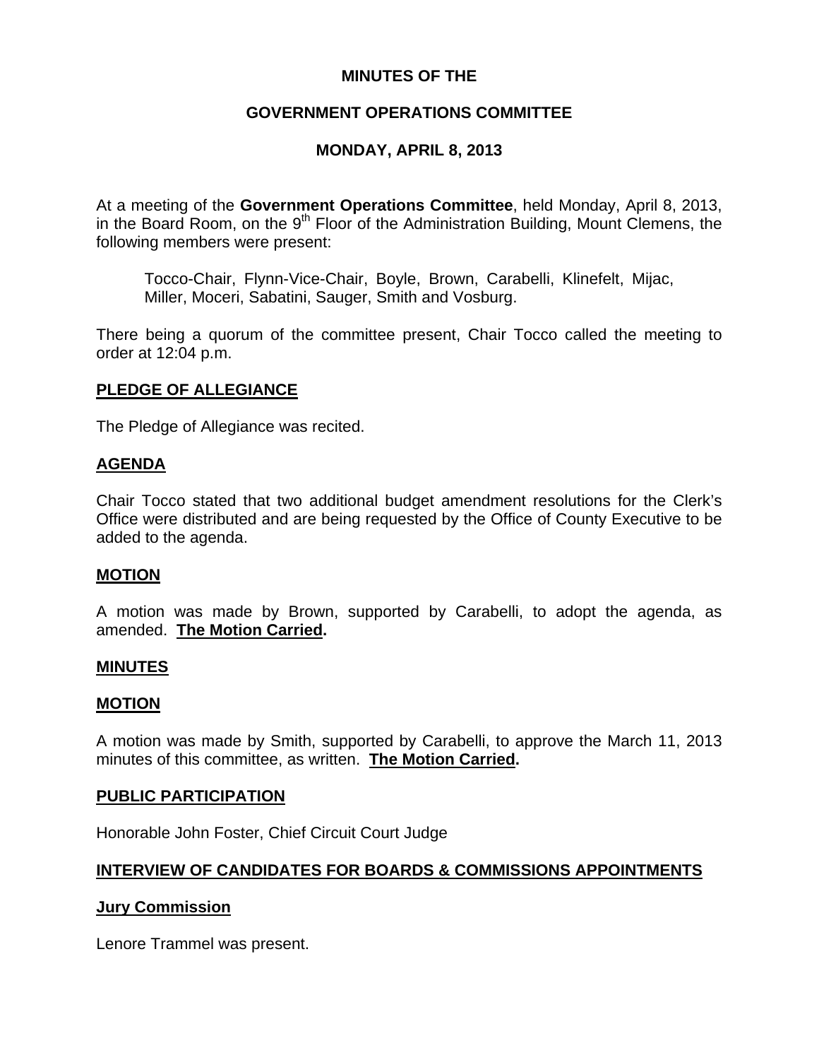**MINUTES OF THE**

**GOVERNMENT OPERATIONS COMMITTEE**

**MONDAY, APRIL 8, 2013**

At a meeting of the **Government Operations Committee**, held Monday, April 8, 2013, in the Board Room, on the 9th Floor of the Administration Building, Mount Clemens, the following members were present:

Tocco-Chair, Flynn-Vice-Chair, Boyle, Brown, Carabelli, Klinefelt, Mijac, Miller, Moceri, Sabatini, Sauger, Smith and Vosburg.

There being a quorum of the committee present, Chair Tocco called the meeting to order at 12:04 p.m.

**PLEDGE OF ALLEGIANCE**

The Pledge of Allegiance was recited.

**AGENDA**

Chair Tocco stated that two additional budget amendment resolutions for the Clerk's Office were distributed and are being requested by the Office of County Executive to be added to the agenda.

**MOTION**

A motion was made by Brown, supported by Carabelli, to adopt the agenda, as amended. **The Motion Carried.**

**MINUTES**

**MOTION**

A motion was made by Smith, supported by Carabelli, to approve the March 11, 2013 minutes of this committee, as written. **The Motion Carried.**

**PUBLIC PARTICIPATION**

Honorable John Foster, Chief Circuit Court Judge

**INTERVIEW OF CANDIDATES FOR BOARDS & COMMISSIONS APPOINTMENTS**

**Jury Commission**

Lenore Trammel was present.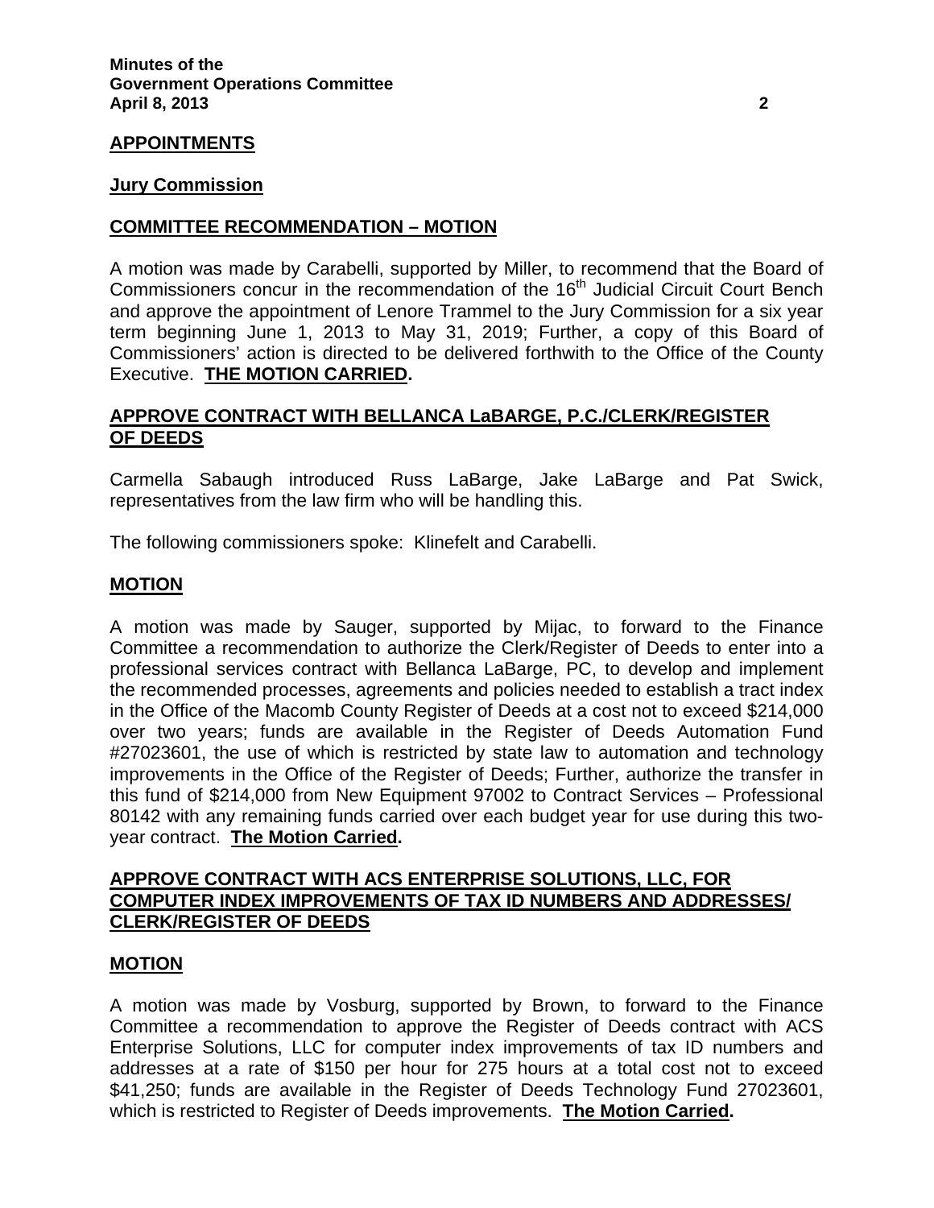## APPOINTMENTS

### Jury Commission

### COMMITTEE RECOMMENDATION – MOTION

A motion was made by Carabelli, supported by Miller, to recommend that the Board of Commissioners concur in the recommendation of the 16th Judicial Circuit Court Bench and approve the appointment of Lenore Trammel to the Jury Commission for a six year term beginning June 1, 2013 to May 31, 2019; Further, a copy of this Board of Commissioners' action is directed to be delivered forthwith to the Office of the County Executive. **THE MOTION CARRIED.**

## APPROVE CONTRACT WITH BELLANCA LaBARGE, P.C./CLERK/REGISTER OF DEEDS

Carmella Sabaugh introduced Russ LaBarge, Jake LaBarge and Pat Swick, representatives from the law firm who will be handling this.

The following commissioners spoke: Klinefelt and Carabelli.

### MOTION

A motion was made by Sauger, supported by Mijac, to forward to the Finance Committee a recommendation to authorize the Clerk/Register of Deeds to enter into a professional services contract with Bellanca LaBarge, PC, to develop and implement the recommended processes, agreements and policies needed to establish a tract index in the Office of the Macomb County Register of Deeds at a cost not to exceed $214,000 over two years; funds are available in the Register of Deeds Automation Fund #27023601, the use of which is restricted by state law to automation and technology improvements in the Office of the Register of Deeds; Further, authorize the transfer in this fund of $214,000 from New Equipment 97002 to Contract Services – Professional 80142 with any remaining funds carried over each budget year for use during this two-year contract. **The Motion Carried.**

## APPROVE CONTRACT WITH ACS ENTERPRISE SOLUTIONS, LLC, FOR COMPUTER INDEX IMPROVEMENTS OF TAX ID NUMBERS AND ADDRESSES/ CLERK/REGISTER OF DEEDS

### MOTION

A motion was made by Vosburg, supported by Brown, to forward to the Finance Committee a recommendation to approve the Register of Deeds contract with ACS Enterprise Solutions, LLC for computer index improvements of tax ID numbers and addresses at a rate of $150 per hour for 275 hours at a total cost not to exceed $41,250; funds are available in the Register of Deeds Technology Fund 27023601, which is restricted to Register of Deeds improvements. **The Motion Carried.**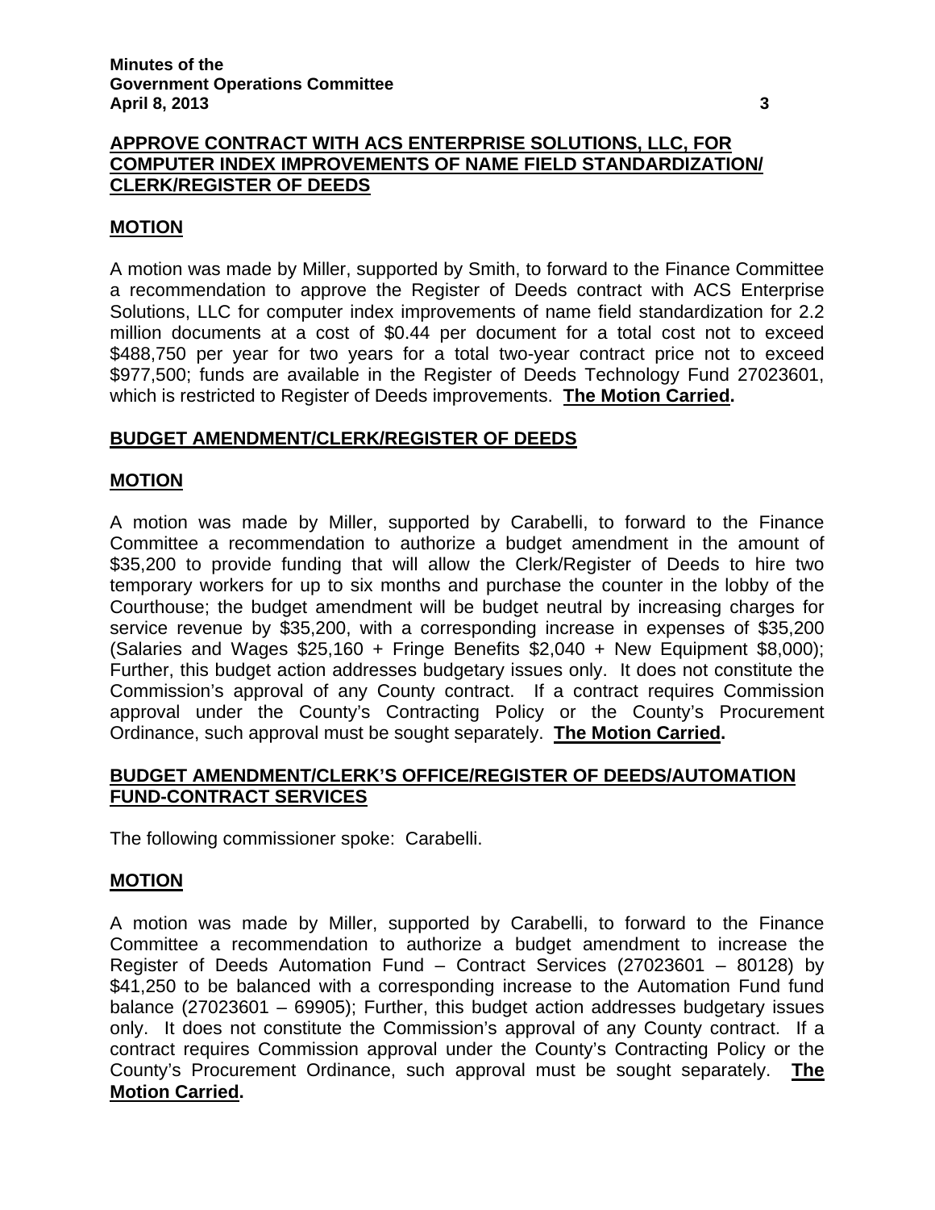## APPROVE CONTRACT WITH ACS ENTERPRISE SOLUTIONS, LLC, FOR COMPUTER INDEX IMPROVEMENTS OF NAME FIELD STANDARDIZATION/ CLERK/REGISTER OF DEEDS

### MOTION

A motion was made by Miller, supported by Smith, to forward to the Finance Committee a recommendation to approve the Register of Deeds contract with ACS Enterprise Solutions, LLC for computer index improvements of name field standardization for 2.2 million documents at a cost of $0.44 per document for a total cost not to exceed $488,750 per year for two years for a total two-year contract price not to exceed $977,500; funds are available in the Register of Deeds Technology Fund 27023601, which is restricted to Register of Deeds improvements. **The Motion Carried.**

## BUDGET AMENDMENT/CLERK/REGISTER OF DEEDS

### MOTION

A motion was made by Miller, supported by Carabelli, to forward to the Finance Committee a recommendation to authorize a budget amendment in the amount of $35,200 to provide funding that will allow the Clerk/Register of Deeds to hire two temporary workers for up to six months and purchase the counter in the lobby of the Courthouse; the budget amendment will be budget neutral by increasing charges for service revenue by $35,200, with a corresponding increase in expenses of $35,200 (Salaries and Wages $25,160 + Fringe Benefits $2,040 + New Equipment $8,000); Further, this budget action addresses budgetary issues only. It does not constitute the Commission's approval of any County contract. If a contract requires Commission approval under the County's Contracting Policy or the County's Procurement Ordinance, such approval must be sought separately. **The Motion Carried.**

## BUDGET AMENDMENT/CLERK'S OFFICE/REGISTER OF DEEDS/AUTOMATION FUND-CONTRACT SERVICES

The following commissioner spoke: Carabelli.

### MOTION

A motion was made by Miller, supported by Carabelli, to forward to the Finance Committee a recommendation to authorize a budget amendment to increase the Register of Deeds Automation Fund – Contract Services (27023601 – 80128) by $41,250 to be balanced with a corresponding increase to the Automation Fund fund balance (27023601 – 69905); Further, this budget action addresses budgetary issues only. It does not constitute the Commission's approval of any County contract. If a contract requires Commission approval under the County's Contracting Policy or the County's Procurement Ordinance, such approval must be sought separately. **The Motion Carried.**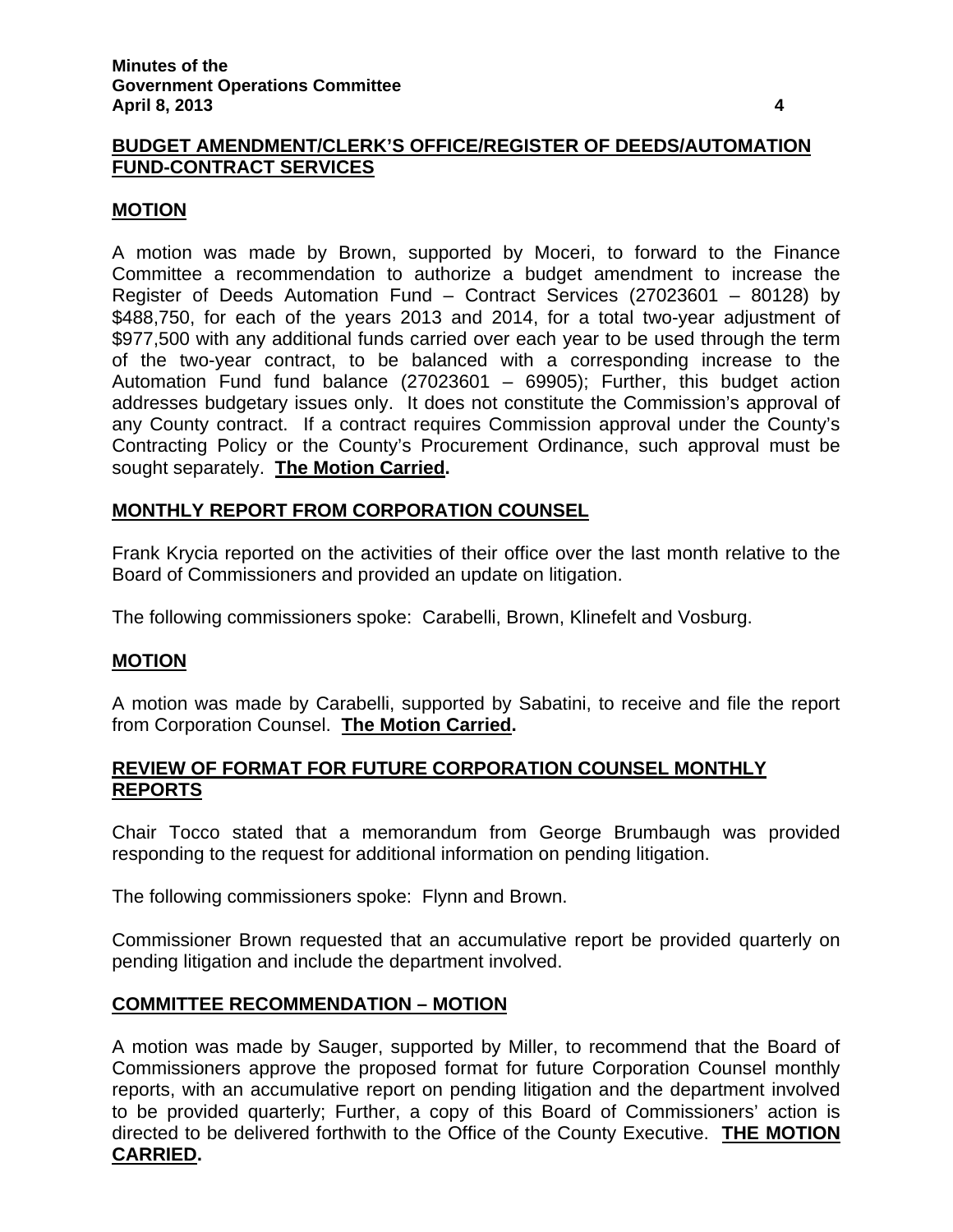## BUDGET AMENDMENT/CLERK'S OFFICE/REGISTER OF DEEDS/AUTOMATION FUND-CONTRACT SERVICES

### MOTION

A motion was made by Brown, supported by Moceri, to forward to the Finance Committee a recommendation to authorize a budget amendment to increase the Register of Deeds Automation Fund – Contract Services (27023601 – 80128) by $488,750, for each of the years 2013 and 2014, for a total two-year adjustment of $977,500 with any additional funds carried over each year to be used through the term of the two-year contract, to be balanced with a corresponding increase to the Automation Fund fund balance (27023601 – 69905); Further, this budget action addresses budgetary issues only. It does not constitute the Commission's approval of any County contract. If a contract requires Commission approval under the County's Contracting Policy or the County's Procurement Ordinance, such approval must be sought separately. **The Motion Carried.**

## MONTHLY REPORT FROM CORPORATION COUNSEL

Frank Krycia reported on the activities of their office over the last month relative to the Board of Commissioners and provided an update on litigation.

The following commissioners spoke: Carabelli, Brown, Klinefelt and Vosburg.

### MOTION

A motion was made by Carabelli, supported by Sabatini, to receive and file the report from Corporation Counsel. **The Motion Carried.**

## REVIEW OF FORMAT FOR FUTURE CORPORATION COUNSEL MONTHLY REPORTS

Chair Tocco stated that a memorandum from George Brumbaugh was provided responding to the request for additional information on pending litigation.

The following commissioners spoke: Flynn and Brown.

Commissioner Brown requested that an accumulative report be provided quarterly on pending litigation and include the department involved.

### COMMITTEE RECOMMENDATION – MOTION

A motion was made by Sauger, supported by Miller, to recommend that the Board of Commissioners approve the proposed format for future Corporation Counsel monthly reports, with an accumulative report on pending litigation and the department involved to be provided quarterly; Further, a copy of this Board of Commissioners' action is directed to be delivered forthwith to the Office of the County Executive. **THE MOTION CARRIED.**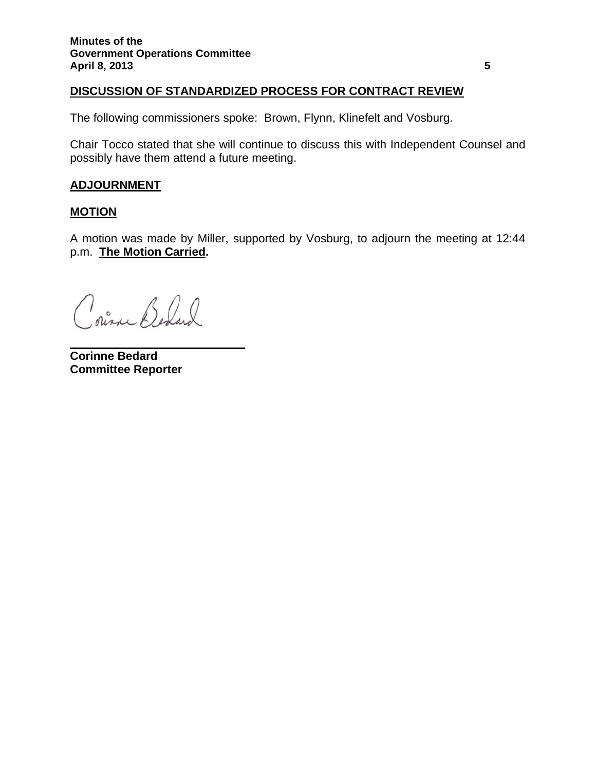**DISCUSSION OF STANDARDIZED PROCESS FOR CONTRACT REVIEW**

The following commissioners spoke: Brown, Flynn, Klinefelt and Vosburg.

Chair Tocco stated that she will continue to discuss this with Independent Counsel and possibly have them attend a future meeting.

**ADJOURNMENT**

**MOTION**

A motion was made by Miller, supported by Vosburg, to adjourn the meeting at 12:44 p.m. **The Motion Carried.**

**Corinne Bedard**
**Committee Reporter**